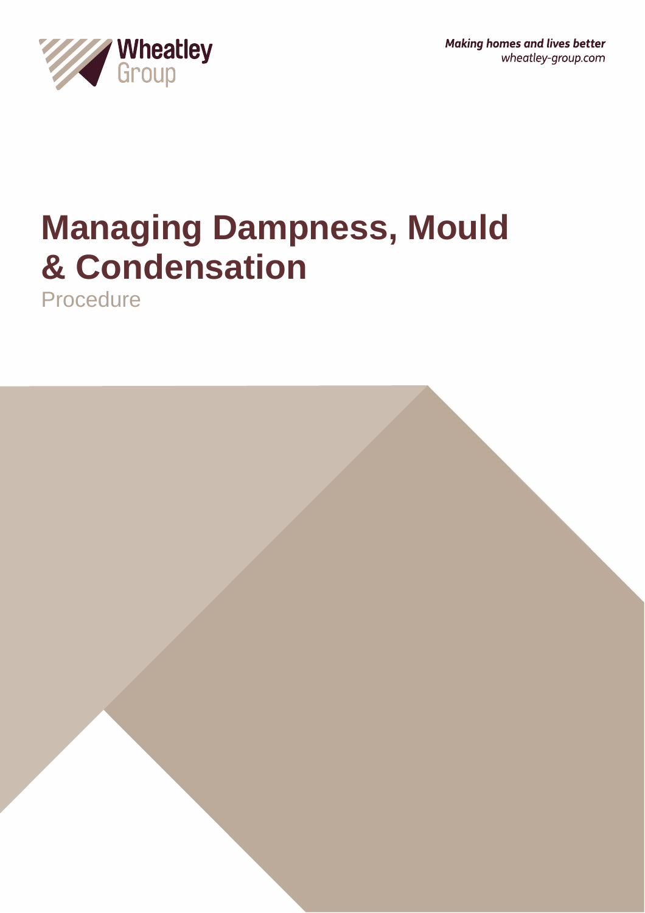Wheatley Group

*Making homes and lives better*
*wheatley-group.com*

# Managing Dampness, Mould & Condensation

Procedure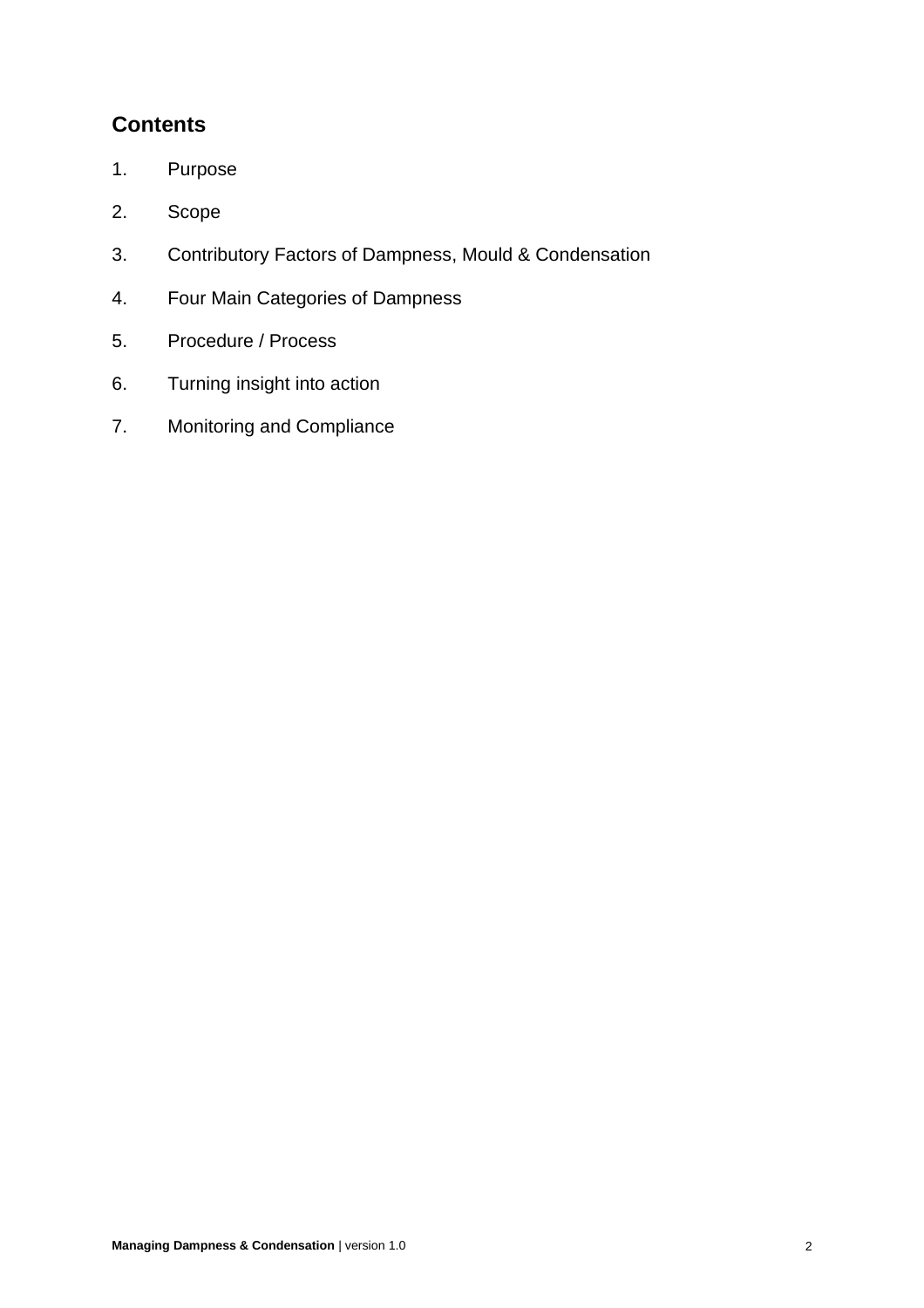## Contents

1. Purpose
2. Scope
3. Contributory Factors of Dampness, Mould & Condensation
4. Four Main Categories of Dampness
5. Procedure / Process
6. Turning insight into action
7. Monitoring and Compliance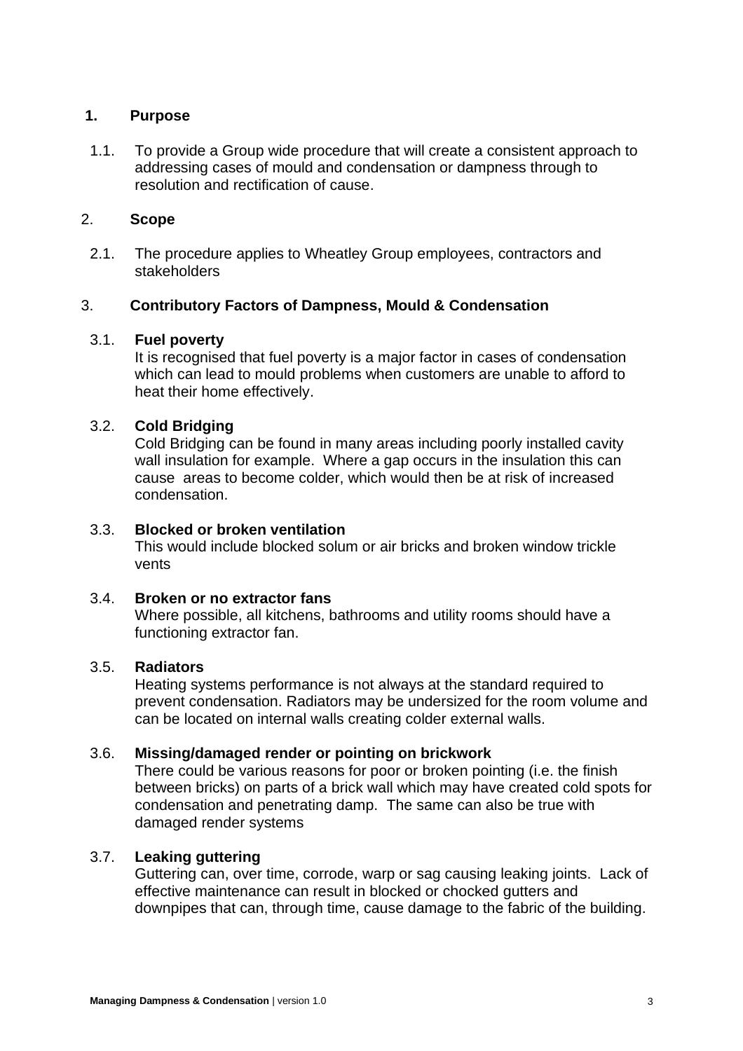## 1. Purpose

1.1. To provide a Group wide procedure that will create a consistent approach to addressing cases of mould and condensation or dampness through to resolution and rectification of cause.

## 2. Scope

2.1. The procedure applies to Wheatley Group employees, contractors and stakeholders

## 3. Contributory Factors of Dampness, Mould & Condensation

3.1. **Fuel poverty**
It is recognised that fuel poverty is a major factor in cases of condensation which can lead to mould problems when customers are unable to afford to heat their home effectively.

3.2. **Cold Bridging**
Cold Bridging can be found in many areas including poorly installed cavity wall insulation for example. Where a gap occurs in the insulation this can cause areas to become colder, which would then be at risk of increased condensation.

3.3. **Blocked or broken ventilation**
This would include blocked solum or air bricks and broken window trickle vents

3.4. **Broken or no extractor fans**
Where possible, all kitchens, bathrooms and utility rooms should have a functioning extractor fan.

3.5. **Radiators**
Heating systems performance is not always at the standard required to prevent condensation. Radiators may be undersized for the room volume and can be located on internal walls creating colder external walls.

3.6. **Missing/damaged render or pointing on brickwork**
There could be various reasons for poor or broken pointing (i.e. the finish between bricks) on parts of a brick wall which may have created cold spots for condensation and penetrating damp. The same can also be true with damaged render systems

3.7. **Leaking guttering**
Guttering can, over time, corrode, warp or sag causing leaking joints. Lack of effective maintenance can result in blocked or chocked gutters and downpipes that can, through time, cause damage to the fabric of the building.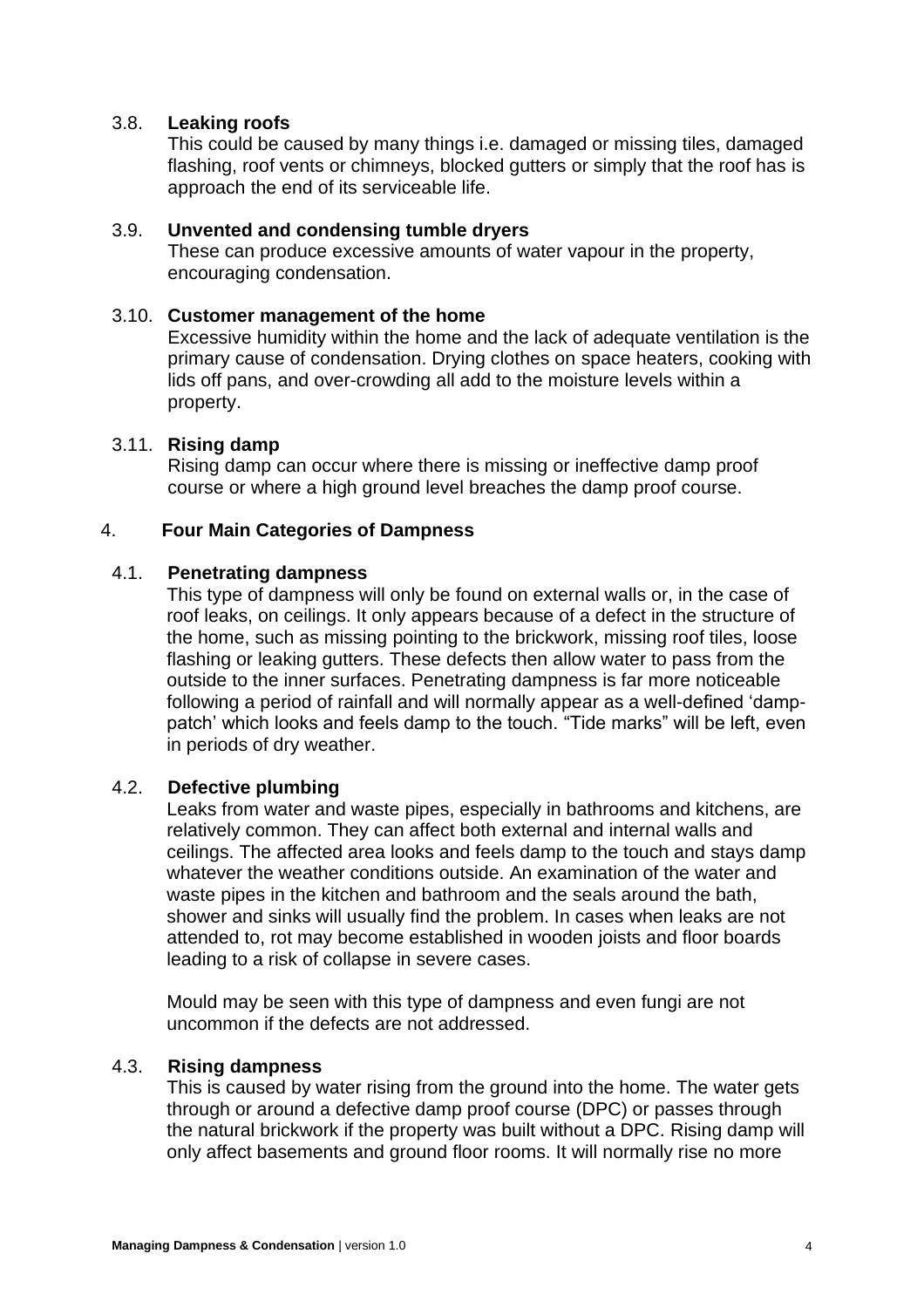### 3.8. Leaking roofs

This could be caused by many things i.e. damaged or missing tiles, damaged flashing, roof vents or chimneys, blocked gutters or simply that the roof has is approach the end of its serviceable life.

### 3.9. Unvented and condensing tumble dryers

These can produce excessive amounts of water vapour in the property, encouraging condensation.

### 3.10. Customer management of the home

Excessive humidity within the home and the lack of adequate ventilation is the primary cause of condensation. Drying clothes on space heaters, cooking with lids off pans, and over-crowding all add to the moisture levels within a property.

### 3.11. Rising damp

Rising damp can occur where there is missing or ineffective damp proof course or where a high ground level breaches the damp proof course.

## 4. Four Main Categories of Dampness

### 4.1. Penetrating dampness

This type of dampness will only be found on external walls or, in the case of roof leaks, on ceilings. It only appears because of a defect in the structure of the home, such as missing pointing to the brickwork, missing roof tiles, loose flashing or leaking gutters. These defects then allow water to pass from the outside to the inner surfaces. Penetrating dampness is far more noticeable following a period of rainfall and will normally appear as a well-defined 'damp-patch' which looks and feels damp to the touch. "Tide marks" will be left, even in periods of dry weather.

### 4.2. Defective plumbing

Leaks from water and waste pipes, especially in bathrooms and kitchens, are relatively common. They can affect both external and internal walls and ceilings. The affected area looks and feels damp to the touch and stays damp whatever the weather conditions outside. An examination of the water and waste pipes in the kitchen and bathroom and the seals around the bath, shower and sinks will usually find the problem. In cases when leaks are not attended to, rot may become established in wooden joists and floor boards leading to a risk of collapse in severe cases.

Mould may be seen with this type of dampness and even fungi are not uncommon if the defects are not addressed.

### 4.3. Rising dampness

This is caused by water rising from the ground into the home. The water gets through or around a defective damp proof course (DPC) or passes through the natural brickwork if the property was built without a DPC. Rising damp will only affect basements and ground floor rooms. It will normally rise no more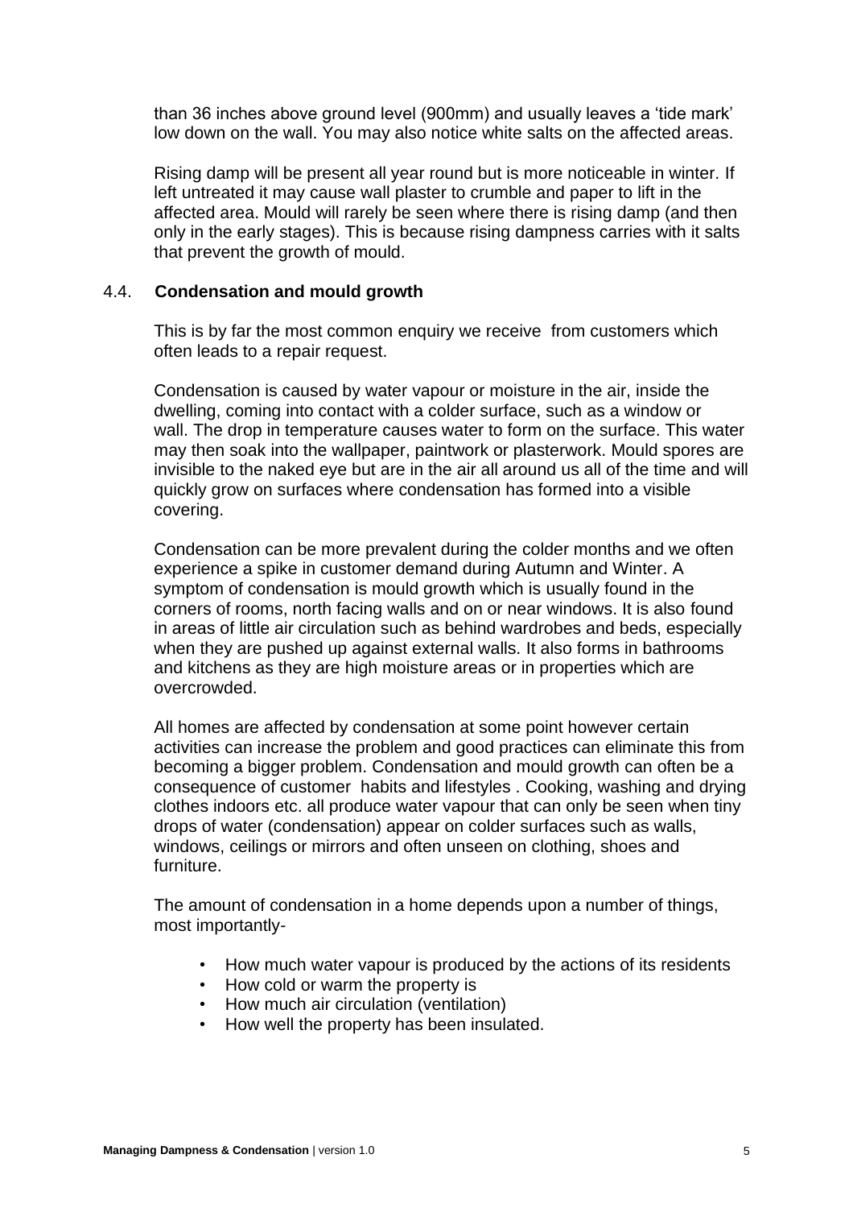than 36 inches above ground level (900mm) and usually leaves a 'tide mark' low down on the wall. You may also notice white salts on the affected areas.

Rising damp will be present all year round but is more noticeable in winter. If left untreated it may cause wall plaster to crumble and paper to lift in the affected area. Mould will rarely be seen where there is rising damp (and then only in the early stages). This is because rising dampness carries with it salts that prevent the growth of mould.

### 4.4. Condensation and mould growth

This is by far the most common enquiry we receive from customers which often leads to a repair request.

Condensation is caused by water vapour or moisture in the air, inside the dwelling, coming into contact with a colder surface, such as a window or wall. The drop in temperature causes water to form on the surface. This water may then soak into the wallpaper, paintwork or plasterwork. Mould spores are invisible to the naked eye but are in the air all around us all of the time and will quickly grow on surfaces where condensation has formed into a visible covering.

Condensation can be more prevalent during the colder months and we often experience a spike in customer demand during Autumn and Winter. A symptom of condensation is mould growth which is usually found in the corners of rooms, north facing walls and on or near windows. It is also found in areas of little air circulation such as behind wardrobes and beds, especially when they are pushed up against external walls. It also forms in bathrooms and kitchens as they are high moisture areas or in properties which are overcrowded.

All homes are affected by condensation at some point however certain activities can increase the problem and good practices can eliminate this from becoming a bigger problem. Condensation and mould growth can often be a consequence of customer habits and lifestyles . Cooking, washing and drying clothes indoors etc. all produce water vapour that can only be seen when tiny drops of water (condensation) appear on colder surfaces such as walls, windows, ceilings or mirrors and often unseen on clothing, shoes and furniture.

The amount of condensation in a home depends upon a number of things, most importantly-

- How much water vapour is produced by the actions of its residents
- How cold or warm the property is
- How much air circulation (ventilation)
- How well the property has been insulated.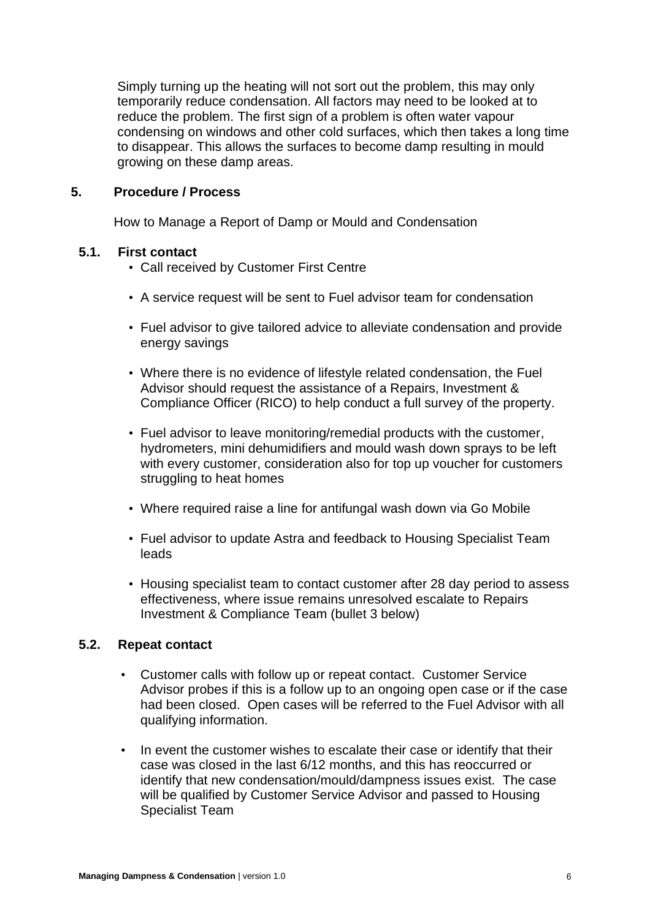Simply turning up the heating will not sort out the problem, this may only temporarily reduce condensation. All factors may need to be looked at to reduce the problem. The first sign of a problem is often water vapour condensing on windows and other cold surfaces, which then takes a long time to disappear. This allows the surfaces to become damp resulting in mould growing on these damp areas.

## 5. Procedure / Process

How to Manage a Report of Damp or Mould and Condensation

### 5.1. First contact

- Call received by Customer First Centre
- A service request will be sent to Fuel advisor team for condensation
- Fuel advisor to give tailored advice to alleviate condensation and provide energy savings
- Where there is no evidence of lifestyle related condensation, the Fuel Advisor should request the assistance of a Repairs, Investment & Compliance Officer (RICO) to help conduct a full survey of the property.
- Fuel advisor to leave monitoring/remedial products with the customer, hydrometers, mini dehumidifiers and mould wash down sprays to be left with every customer, consideration also for top up voucher for customers struggling to heat homes
- Where required raise a line for antifungal wash down via Go Mobile
- Fuel advisor to update Astra and feedback to Housing Specialist Team leads
- Housing specialist team to contact customer after 28 day period to assess effectiveness, where issue remains unresolved escalate to Repairs Investment & Compliance Team (bullet 3 below)

### 5.2. Repeat contact

- Customer calls with follow up or repeat contact. Customer Service Advisor probes if this is a follow up to an ongoing open case or if the case had been closed. Open cases will be referred to the Fuel Advisor with all qualifying information.
- In event the customer wishes to escalate their case or identify that their case was closed in the last 6/12 months, and this has reoccurred or identify that new condensation/mould/dampness issues exist. The case will be qualified by Customer Service Advisor and passed to Housing Specialist Team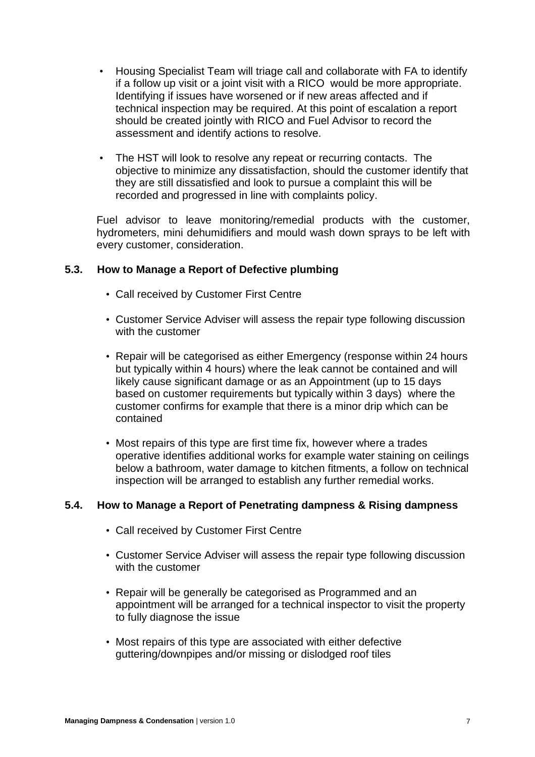- Housing Specialist Team will triage call and collaborate with FA to identify if a follow up visit or a joint visit with a RICO would be more appropriate. Identifying if issues have worsened or if new areas affected and if technical inspection may be required. At this point of escalation a report should be created jointly with RICO and Fuel Advisor to record the assessment and identify actions to resolve.

- The HST will look to resolve any repeat or recurring contacts. The objective to minimize any dissatisfaction, should the customer identify that they are still dissatisfied and look to pursue a complaint this will be recorded and progressed in line with complaints policy.

Fuel advisor to leave monitoring/remedial products with the customer, hydrometers, mini dehumidifiers and mould wash down sprays to be left with every customer, consideration.

### 5.3. How to Manage a Report of Defective plumbing

- Call received by Customer First Centre

- Customer Service Adviser will assess the repair type following discussion with the customer

- Repair will be categorised as either Emergency (response within 24 hours but typically within 4 hours) where the leak cannot be contained and will likely cause significant damage or as an Appointment (up to 15 days based on customer requirements but typically within 3 days) where the customer confirms for example that there is a minor drip which can be contained

- Most repairs of this type are first time fix, however where a trades operative identifies additional works for example water staining on ceilings below a bathroom, water damage to kitchen fitments, a follow on technical inspection will be arranged to establish any further remedial works.

### 5.4. How to Manage a Report of Penetrating dampness & Rising dampness

- Call received by Customer First Centre

- Customer Service Adviser will assess the repair type following discussion with the customer

- Repair will be generally be categorised as Programmed and an appointment will be arranged for a technical inspector to visit the property to fully diagnose the issue

- Most repairs of this type are associated with either defective guttering/downpipes and/or missing or dislodged roof tiles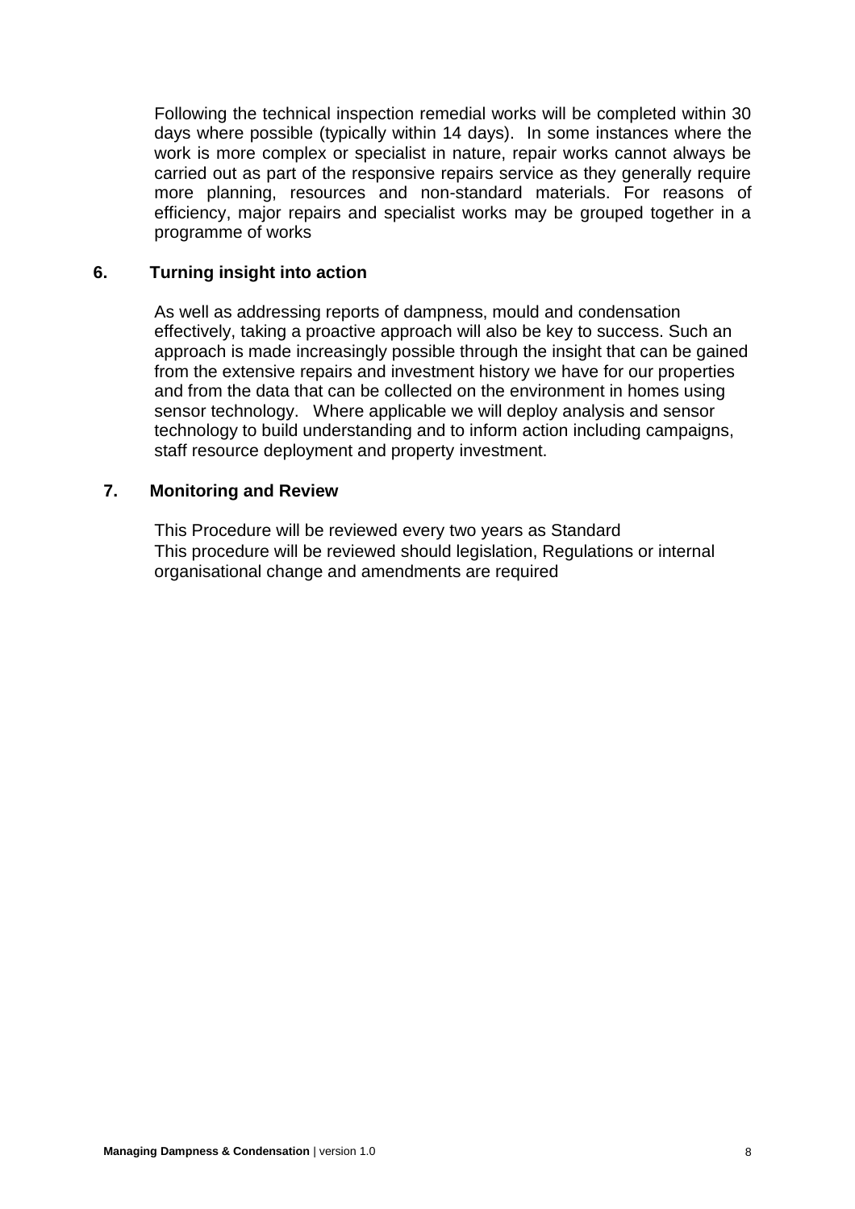Following the technical inspection remedial works will be completed within 30 days where possible (typically within 14 days). In some instances where the work is more complex or specialist in nature, repair works cannot always be carried out as part of the responsive repairs service as they generally require more planning, resources and non-standard materials. For reasons of efficiency, major repairs and specialist works may be grouped together in a programme of works

## 6. Turning insight into action

As well as addressing reports of dampness, mould and condensation effectively, taking a proactive approach will also be key to success. Such an approach is made increasingly possible through the insight that can be gained from the extensive repairs and investment history we have for our properties and from the data that can be collected on the environment in homes using sensor technology. Where applicable we will deploy analysis and sensor technology to build understanding and to inform action including campaigns, staff resource deployment and property investment.

## 7. Monitoring and Review

This Procedure will be reviewed every two years as Standard
This procedure will be reviewed should legislation, Regulations or internal organisational change and amendments are required